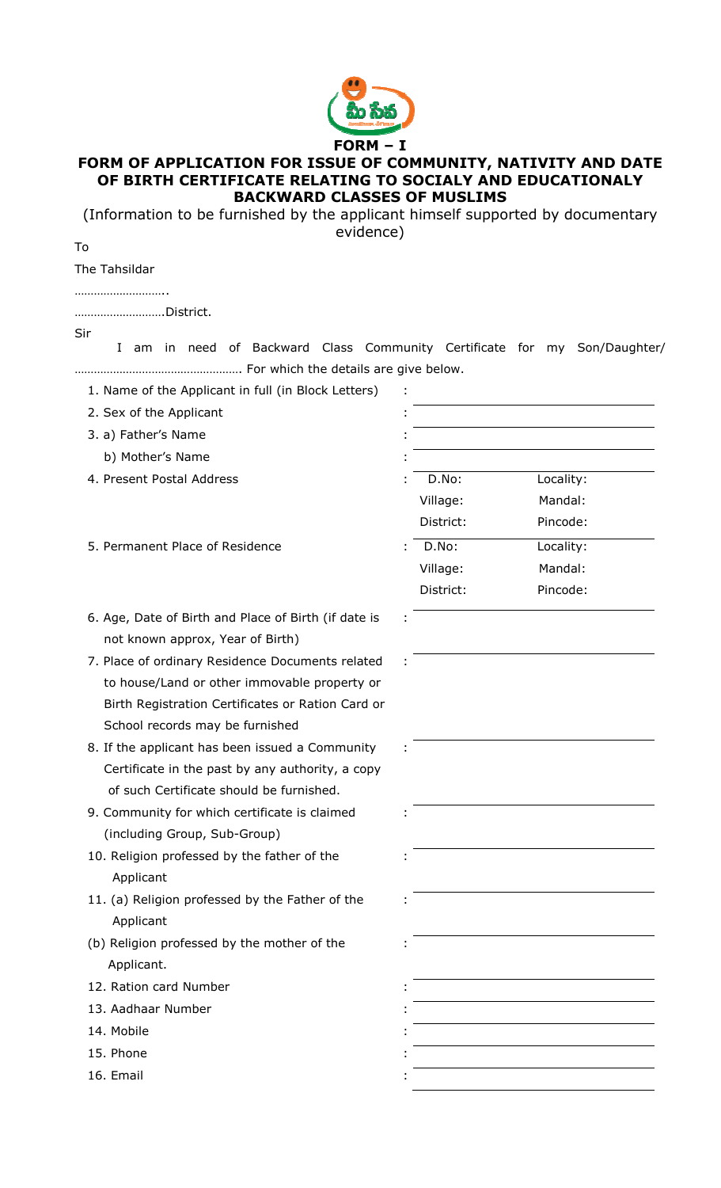**FORM – I**

# FORM OF APPLICATION FOR ISSUE OF COMMUNITY, NATIVITY AND DATE OF BIRTH CERTIFICATE RELATING TO SOCIALY AND EDUCATIONALY BACKWARD CLASSES OF MUSLIMS

(Information to be furnished by the applicant himself supported by documentary evidence)

To

The Tahsildar

………………………..

……………………….District.

Sir

I am in need of Backward Class Community Certificate for my Son/Daughter/ ……………………………………………. For which the details are give below.

| | | | |
|---|---|---|---|
| 1. Name of the Applicant in full (in Block Letters) | : | | |
| 2. Sex of the Applicant | : | | |
| 3. a) Father's Name | : | | |
| b) Mother's Name | : | | |
| 4. Present Postal Address | : | D.No: | Locality: |
| | | Village: | Mandal: |
| | | District: | Pincode: |
| 5. Permanent Place of Residence | : | D.No: | Locality: |
| | | Village: | Mandal: |
| | | District: | Pincode: |
| 6. Age, Date of Birth and Place of Birth (if date is not known approx, Year of Birth) | : | | |
| 7. Place of ordinary Residence Documents related to house/Land or other immovable property or Birth Registration Certificates or Ration Card or School records may be furnished | : | | |
| 8. If the applicant has been issued a Community Certificate in the past by any authority, a copy of such Certificate should be furnished. | : | | |
| 9. Community for which certificate is claimed (including Group, Sub-Group) | : | | |
| 10. Religion professed by the father of the Applicant | : | | |
| 11. (a) Religion professed by the Father of the Applicant | : | | |
| (b) Religion professed by the mother of the Applicant. | : | | |
| 12. Ration card Number | : | | |
| 13. Aadhaar Number | : | | |
| 14. Mobile | : | | |
| 15. Phone | : | | |
| 16. Email | : | | |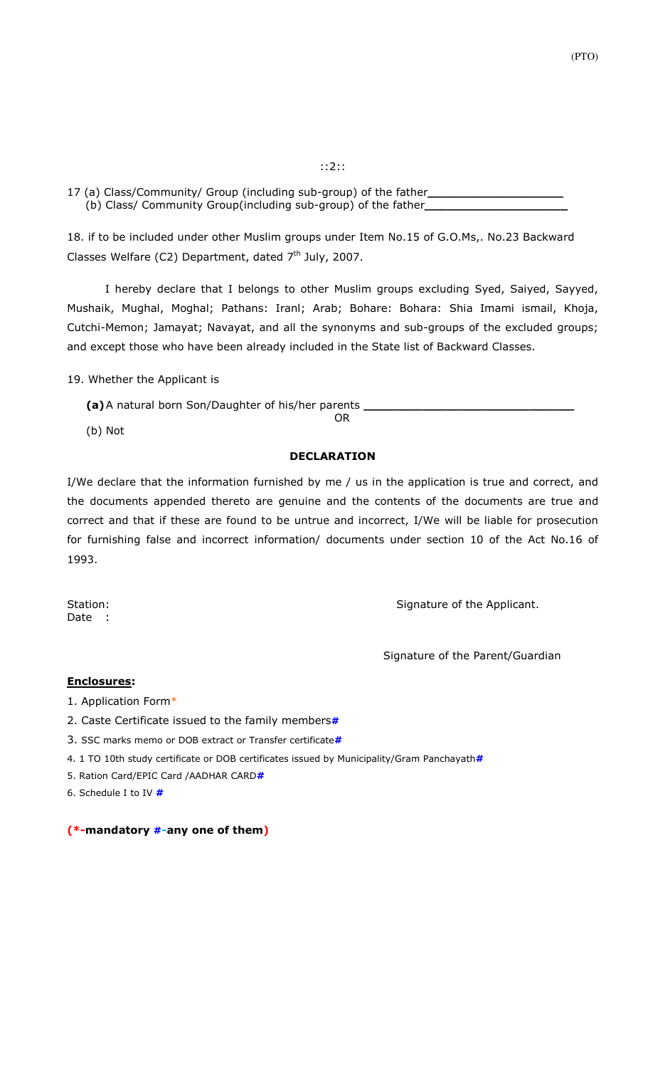(PTO)

::2::

17 (a) Class/Community/ Group (including sub-group) of the father___________________
(b) Class/ Community Group(including sub-group) of the father____________________

18. if to be included under other Muslim groups under Item No.15 of G.O.Ms,. No.23 Backward Classes Welfare (C2) Department, dated 7th July, 2007.

I hereby declare that I belongs to other Muslim groups excluding Syed, Saiyed, Sayyed, Mushaik, Mughal, Moghal; Pathans: Iranl; Arab; Bohare: Bohara: Shia Imami ismail, Khoja, Cutchi-Memon; Jamayat; Navayat, and all the synonyms and sub-groups of the excluded groups; and except those who have been already included in the State list of Backward Classes.

19. Whether the Applicant is

**(a)** A natural born Son/Daughter of his/her parents ______________________________

OR

(b) Not

## DECLARATION

I/We declare that the information furnished by me / us in the application is true and correct, and the documents appended thereto are genuine and the contents of the documents are true and correct and that if these are found to be untrue and incorrect, I/We will be liable for prosecution for furnishing false and incorrect information/ documents under section 10 of the Act No.16 of 1993.

Station:
Date :

Signature of the Applicant.

Signature of the Parent/Guardian

**Enclosures:**

1. Application Form*
2. Caste Certificate issued to the family members#
3. SSC marks memo or DOB extract or Transfer certificate#
4. 1 TO 10th study certificate or DOB certificates issued by Municipality/Gram Panchayath#
5. Ration Card/EPIC Card /AADHAR CARD#
6. Schedule I to IV #

**(*-mandatory #-any one of them)**